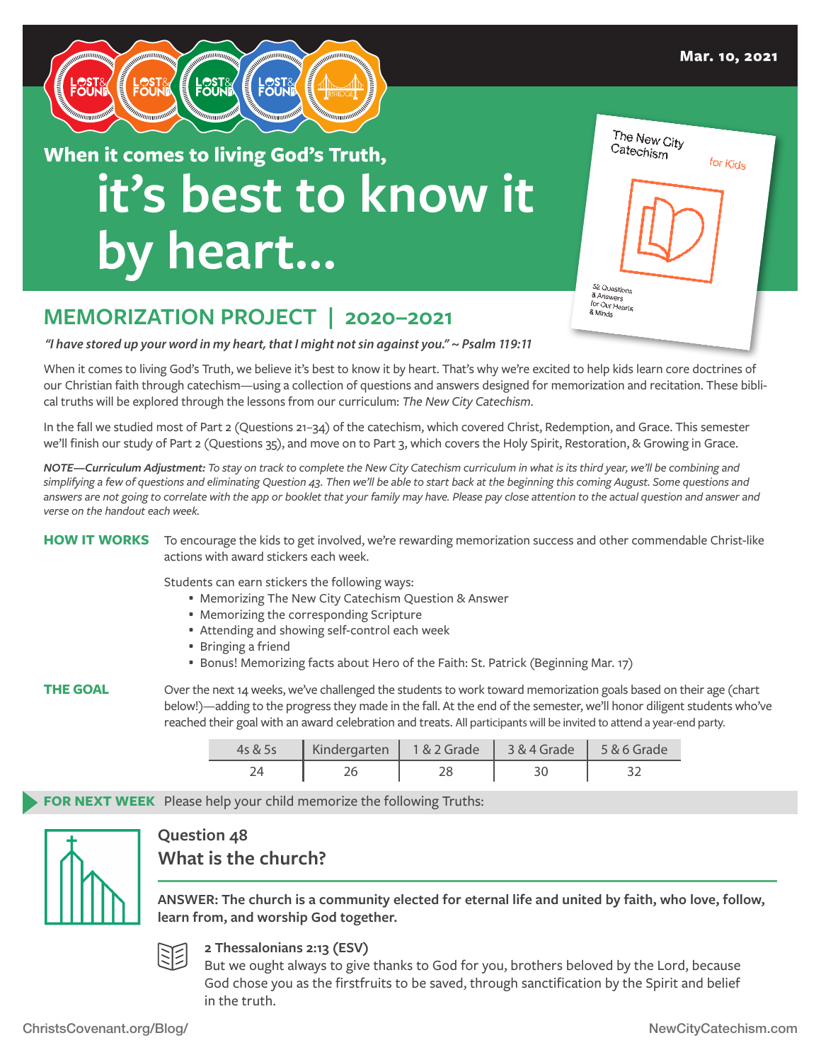Mar. 10, 2021

When it comes to living God's Truth,

# it's best to know it by heart...

## MEMORIZATION PROJECT | 2020–2021

*"I have stored up your word in my heart, that I might not sin against you." ~ Psalm 119:11*

When it comes to living God's Truth, we believe it's best to know it by heart. That's why we're excited to help kids learn core doctrines of our Christian faith through catechism—using a collection of questions and answers designed for memorization and recitation. These biblical truths will be explored through the lessons from our curriculum: *The New City Catechism*.

In the fall we studied most of Part 2 (Questions 21–34) of the catechism, which covered Christ, Redemption, and Grace. This semester we'll finish our study of Part 2 (Questions 35), and move on to Part 3, which covers the Holy Spirit, Restoration, & Growing in Grace.

***NOTE—Curriculum Adjustment:*** *To stay on track to complete the New City Catechism curriculum in what is its third year, we'll be combining and simplifying a few of questions and eliminating Question 43. Then we'll be able to start back at the beginning this coming August. Some questions and answers are not going to correlate with the app or booklet that your family may have. Please pay close attention to the actual question and answer and verse on the handout each week.*

**HOW IT WORKS** To encourage the kids to get involved, we're rewarding memorization success and other commendable Christ-like actions with award stickers each week.

Students can earn stickers the following ways:

- Memorizing The New City Catechism Question & Answer
- Memorizing the corresponding Scripture
- Attending and showing self-control each week
- Bringing a friend
- Bonus! Memorizing facts about Hero of the Faith: St. Patrick (Beginning Mar. 17)

**THE GOAL** Over the next 14 weeks, we've challenged the students to work toward memorization goals based on their age (chart below!)—adding to the progress they made in the fall. At the end of the semester, we'll honor diligent students who've reached their goal with an award celebration and treats. All participants will be invited to attend a year-end party.

| 4s & 5s | Kindergarten | 1 & 2 Grade | 3 & 4 Grade | 5 & 6 Grade |
|---|---|---|---|---|
| 24 | 26 | 28 | 30 | 32 |

**FOR NEXT WEEK** Please help your child memorize the following Truths:

### Question 48
### What is the church?

**ANSWER: The church is a community elected for eternal life and united by faith, who love, follow, learn from, and worship God together.**

**2 Thessalonians 2:13 (ESV)**
But we ought always to give thanks to God for you, brothers beloved by the Lord, because God chose you as the firstfruits to be saved, through sanctification by the Spirit and belief in the truth.

ChristsCovenant.org/Blog/ NewCityCatechism.com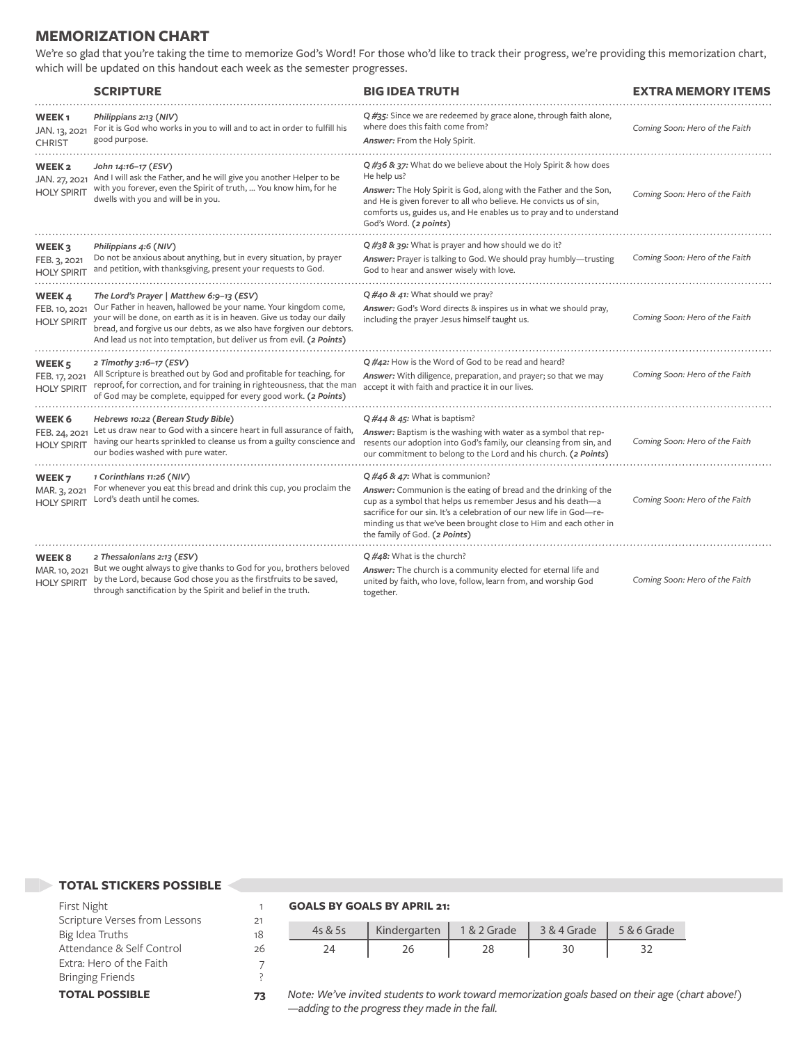## MEMORIZATION CHART

We're so glad that you're taking the time to memorize God's Word! For those who'd like to track their progress, we're providing this memorization chart, which will be updated on this handout each week as the semester progresses.

| | SCRIPTURE | BIG IDEA TRUTH | EXTRA MEMORY ITEMS |
|---|---|---|---|
| **WEEK 1** JAN. 13, 2021 CHRIST | *Philippians 2:13 (NIV)* For it is God who works in you to will and to act in order to fulfill his good purpose. | *Q #35:* Since we are redeemed by grace alone, through faith alone, where does this faith come from? *Answer:* From the Holy Spirit. | *Coming Soon: Hero of the Faith* |
| **WEEK 2** JAN. 27, 2021 HOLY SPIRIT | *John 14:16–17 (ESV)* And I will ask the Father, and he will give you another Helper to be with you forever, even the Spirit of truth, ... You know him, for he dwells with you and will be in you. | *Q #36 & 37:* What do we believe about the Holy Spirit & how does He help us? *Answer:* The Holy Spirit is God, along with the Father and the Son, and He is given forever to all who believe. He convicts us of sin, comforts us, guides us, and He enables us to pray and to understand God's Word. (*2 points*) | *Coming Soon: Hero of the Faith* |
| **WEEK 3** FEB. 3, 2021 HOLY SPIRIT | *Philippians 4:6 (NIV)* Do not be anxious about anything, but in every situation, by prayer and petition, with thanksgiving, present your requests to God. | *Q #38 & 39:* What is prayer and how should we do it? *Answer:* Prayer is talking to God. We should pray humbly—trusting God to hear and answer wisely with love. | *Coming Soon: Hero of the Faith* |
| **WEEK 4** FEB. 10, 2021 HOLY SPIRIT | *The Lord's Prayer \| Matthew 6:9–13 (ESV)* Our Father in heaven, hallowed be your name. Your kingdom come, your will be done, on earth as it is in heaven. Give us today our daily bread, and forgive us our debts, as we also have forgiven our debtors. And lead us not into temptation, but deliver us from evil. (*2 Points*) | *Q #40 & 41:* What should we pray? *Answer:* God's Word directs & inspires us in what we should pray, including the prayer Jesus himself taught us. | *Coming Soon: Hero of the Faith* |
| **WEEK 5** FEB. 17, 2021 HOLY SPIRIT | *2 Timothy 3:16–17 (ESV)* All Scripture is breathed out by God and profitable for teaching, for reproof, for correction, and for training in righteousness, that the man of God may be complete, equipped for every good work. (*2 Points*) | *Q #42:* How is the Word of God to be read and heard? *Answer:* With diligence, preparation, and prayer; so that we may accept it with faith and practice it in our lives. | *Coming Soon: Hero of the Faith* |
| **WEEK 6** FEB. 24, 2021 HOLY SPIRIT | *Hebrews 10:22 (Berean Study Bible)* Let us draw near to God with a sincere heart in full assurance of faith, having our hearts sprinkled to cleanse us from a guilty conscience and our bodies washed with pure water. | *Q #44 & 45:* What is baptism? *Answer:* Baptism is the washing with water as a symbol that represents our adoption into God's family, our cleansing from sin, and our commitment to belong to the Lord and his church. (*2 Points*) | *Coming Soon: Hero of the Faith* |
| **WEEK 7** MAR. 3, 2021 HOLY SPIRIT | *1 Corinthians 11:26 (NIV)* For whenever you eat this bread and drink this cup, you proclaim the Lord's death until he comes. | *Q #46 & 47:* What is communion? *Answer:* Communion is the eating of bread and the drinking of the cup as a symbol that helps us remember Jesus and his death—a sacrifice for our sin. It's a celebration of our new life in God—reminding us that we've been brought close to Him and each other in the family of God. (*2 Points*) | *Coming Soon: Hero of the Faith* |
| **WEEK 8** MAR. 10, 2021 HOLY SPIRIT | *2 Thessalonians 2:13 (ESV)* But we ought always to give thanks to God for you, brothers beloved by the Lord, because God chose you as the firstfruits to be saved, through sanctification by the Spirit and belief in the truth. | *Q #48:* What is the church? *Answer:* The church is a community elected for eternal life and united by faith, who love, follow, learn from, and worship God together. | *Coming Soon: Hero of the Faith* |

### TOTAL STICKERS POSSIBLE

| | |
|---|---|
| First Night | 1 |
| Scripture Verses from Lessons | 21 |
| Big Idea Truths | 18 |
| Attendance & Self Control | 26 |
| Extra: Hero of the Faith | 7 |
| Bringing Friends | ? |
| **TOTAL POSSIBLE** | **73** |

**GOALS BY GOALS BY APRIL 21:**

| 4s & 5s | Kindergarten | 1 & 2 Grade | 3 & 4 Grade | 5 & 6 Grade |
|---|---|---|---|---|
| 24 | 26 | 28 | 30 | 32 |

*Note: We've invited students to work toward memorization goals based on their age (chart above!) —adding to the progress they made in the fall.*